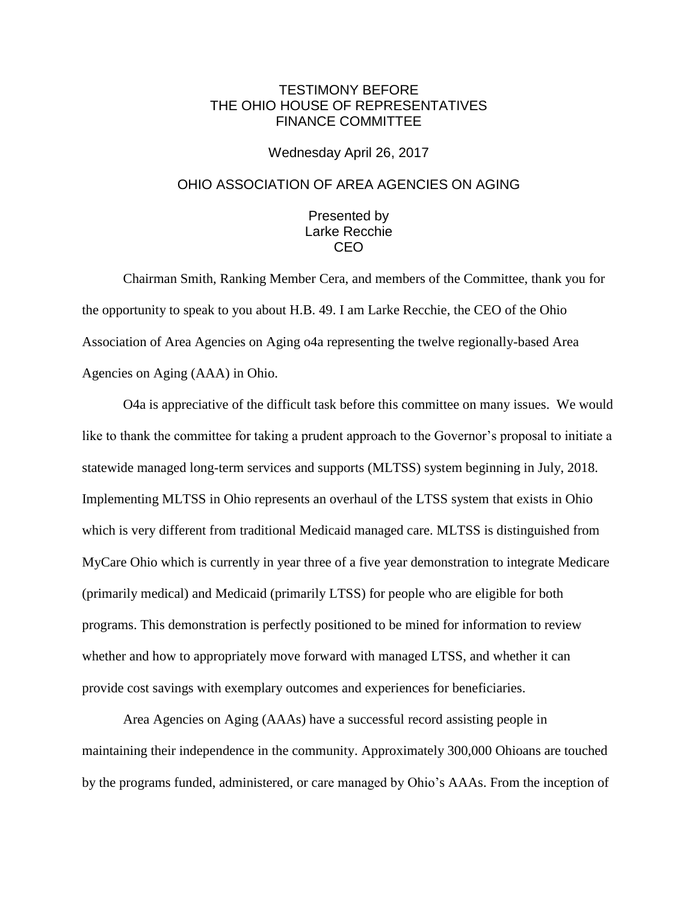TESTIMONY BEFORE
THE OHIO HOUSE OF REPRESENTATIVES
FINANCE COMMITTEE

Wednesday April 26, 2017

OHIO ASSOCIATION OF AREA AGENCIES ON AGING

Presented by
Larke Recchie
CEO

Chairman Smith, Ranking Member Cera, and members of the Committee, thank you for the opportunity to speak to you about H.B. 49. I am Larke Recchie, the CEO of the Ohio Association of Area Agencies on Aging o4a representing the twelve regionally-based Area Agencies on Aging (AAA) in Ohio.

O4a is appreciative of the difficult task before this committee on many issues. We would like to thank the committee for taking a prudent approach to the Governor's proposal to initiate a statewide managed long-term services and supports (MLTSS) system beginning in July, 2018. Implementing MLTSS in Ohio represents an overhaul of the LTSS system that exists in Ohio which is very different from traditional Medicaid managed care. MLTSS is distinguished from MyCare Ohio which is currently in year three of a five year demonstration to integrate Medicare (primarily medical) and Medicaid (primarily LTSS) for people who are eligible for both programs. This demonstration is perfectly positioned to be mined for information to review whether and how to appropriately move forward with managed LTSS, and whether it can provide cost savings with exemplary outcomes and experiences for beneficiaries.

Area Agencies on Aging (AAAs) have a successful record assisting people in maintaining their independence in the community. Approximately 300,000 Ohioans are touched by the programs funded, administered, or care managed by Ohio's AAAs. From the inception of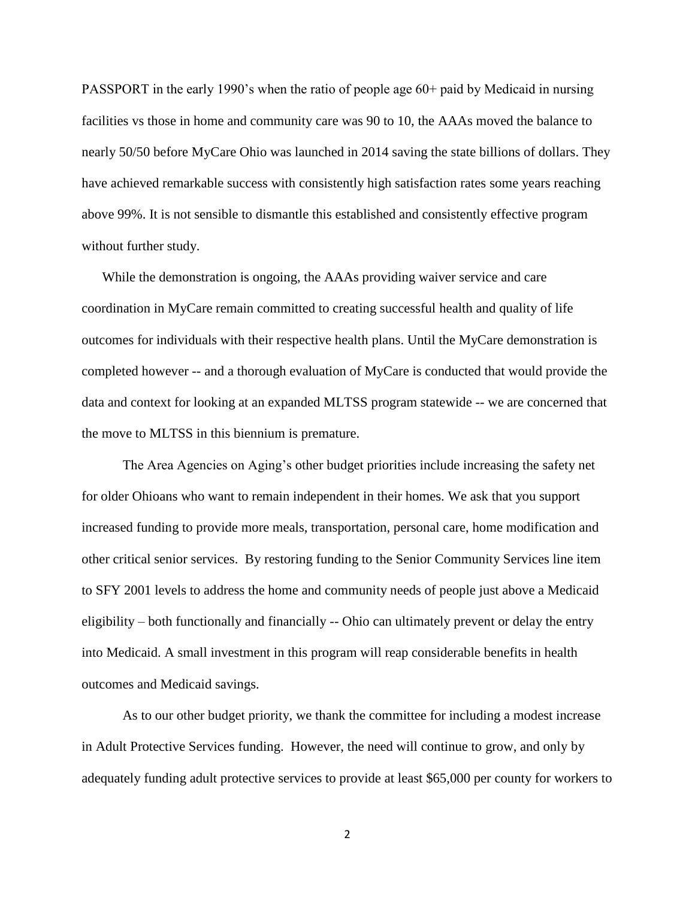PASSPORT in the early 1990's when the ratio of people age 60+ paid by Medicaid in nursing facilities vs those in home and community care was 90 to 10, the AAAs moved the balance to nearly 50/50 before MyCare Ohio was launched in 2014 saving the state billions of dollars. They have achieved remarkable success with consistently high satisfaction rates some years reaching above 99%. It is not sensible to dismantle this established and consistently effective program without further study.

While the demonstration is ongoing, the AAAs providing waiver service and care coordination in MyCare remain committed to creating successful health and quality of life outcomes for individuals with their respective health plans. Until the MyCare demonstration is completed however -- and a thorough evaluation of MyCare is conducted that would provide the data and context for looking at an expanded MLTSS program statewide -- we are concerned that the move to MLTSS in this biennium is premature.

The Area Agencies on Aging's other budget priorities include increasing the safety net for older Ohioans who want to remain independent in their homes. We ask that you support increased funding to provide more meals, transportation, personal care, home modification and other critical senior services. By restoring funding to the Senior Community Services line item to SFY 2001 levels to address the home and community needs of people just above a Medicaid eligibility – both functionally and financially -- Ohio can ultimately prevent or delay the entry into Medicaid. A small investment in this program will reap considerable benefits in health outcomes and Medicaid savings.

As to our other budget priority, we thank the committee for including a modest increase in Adult Protective Services funding. However, the need will continue to grow, and only by adequately funding adult protective services to provide at least $65,000 per county for workers to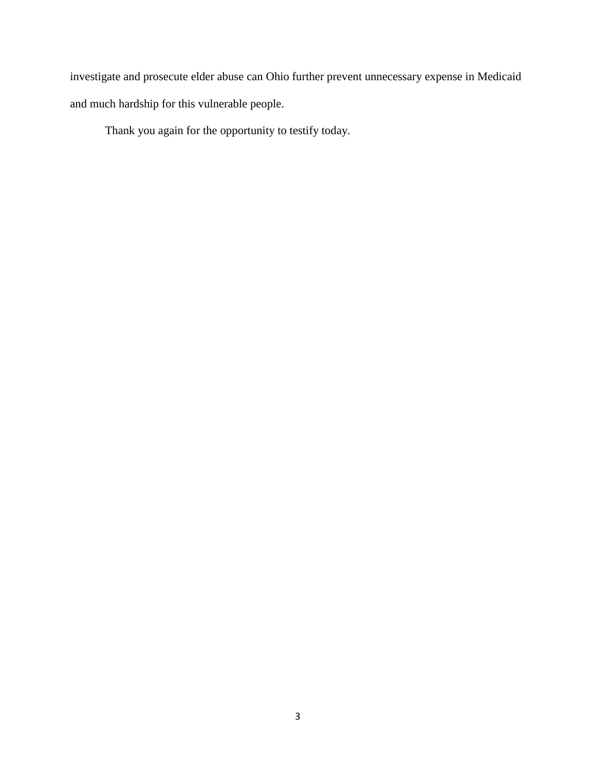investigate and prosecute elder abuse can Ohio further prevent unnecessary expense in Medicaid and much hardship for this vulnerable people.

Thank you again for the opportunity to testify today.